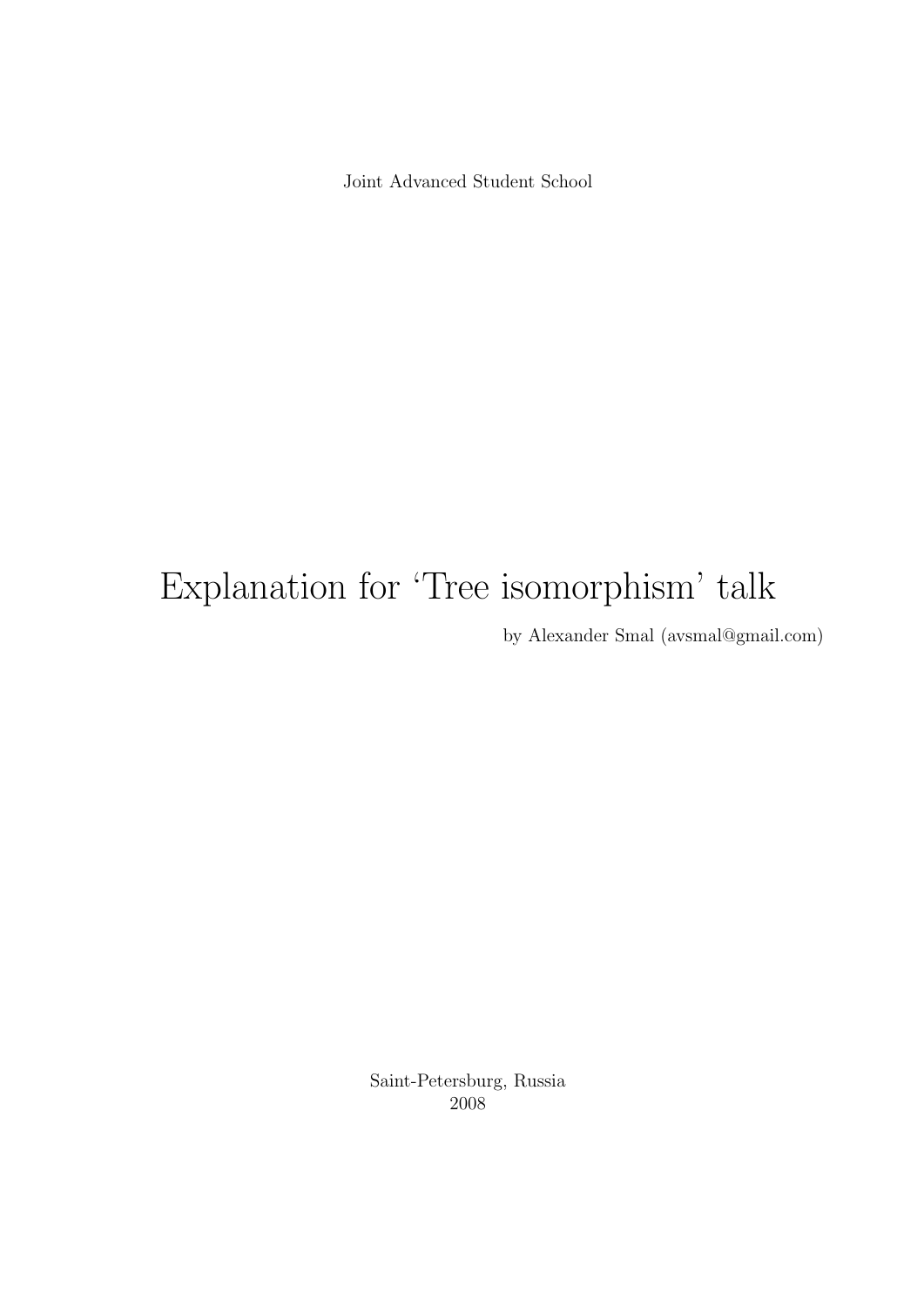Joint Advanced Student School

# Explanation for 'Tree isomorphism' talk

by Alexander Smal (avsmal@gmail.com)

Saint-Petersburg, Russia
2008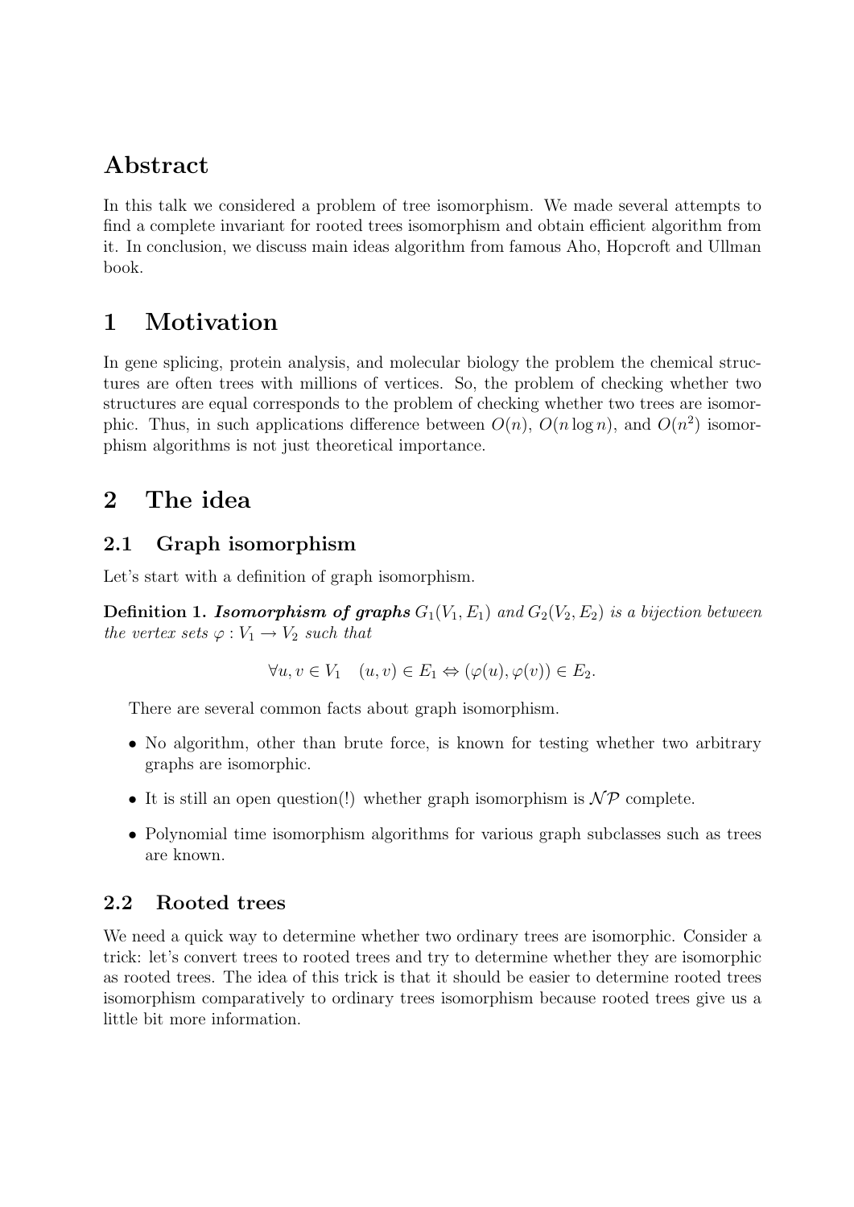## Abstract

In this talk we considered a problem of tree isomorphism. We made several attempts to find a complete invariant for rooted trees isomorphism and obtain efficient algorithm from it. In conclusion, we discuss main ideas algorithm from famous Aho, Hopcroft and Ullman book.

# 1 Motivation

In gene splicing, protein analysis, and molecular biology the problem the chemical structures are often trees with millions of vertices. So, the problem of checking whether two structures are equal corresponds to the problem of checking whether two trees are isomorphic. Thus, in such applications difference between $O(n)$, $O(n \log n)$, and $O(n^2)$ isomorphism algorithms is not just theoretical importance.

# 2 The idea

## 2.1 Graph isomorphism

Let's start with a definition of graph isomorphism.

**Definition 1.** ***Isomorphism of graphs*** *$G_1(V_1, E_1)$ and $G_2(V_2, E_2)$ is a bijection between the vertex sets $\varphi : V_1 \to V_2$ such that*

$$\forall u, v \in V_1 \quad (u, v) \in E_1 \Leftrightarrow (\varphi(u), \varphi(v)) \in E_2.$$

There are several common facts about graph isomorphism.

- No algorithm, other than brute force, is known for testing whether two arbitrary graphs are isomorphic.
- It is still an open question(!) whether graph isomorphism is $\mathcal{NP}$ complete.
- Polynomial time isomorphism algorithms for various graph subclasses such as trees are known.

## 2.2 Rooted trees

We need a quick way to determine whether two ordinary trees are isomorphic. Consider a trick: let's convert trees to rooted trees and try to determine whether they are isomorphic as rooted trees. The idea of this trick is that it should be easier to determine rooted trees isomorphism comparatively to ordinary trees isomorphism because rooted trees give us a little bit more information.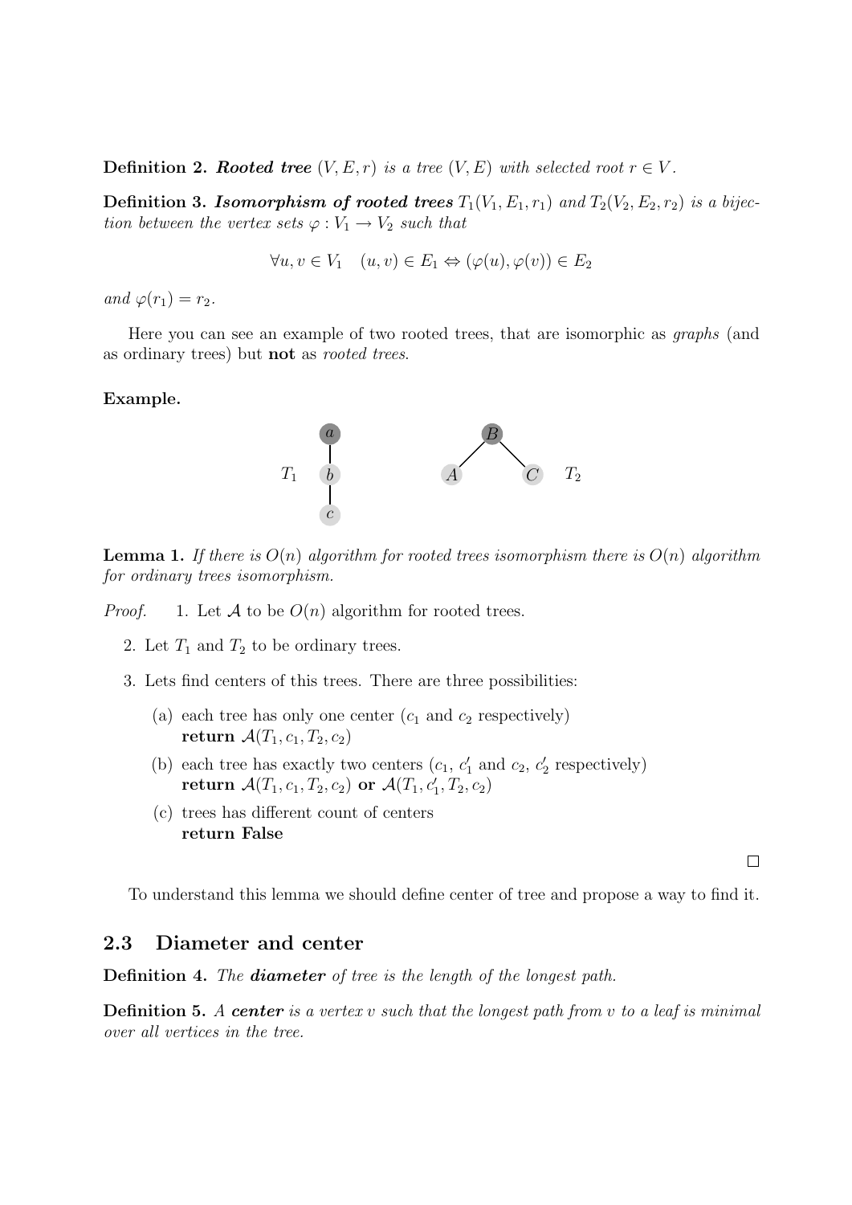**Definition 2.** ***Rooted tree*** *$(V, E, r)$ is a tree $(V, E)$ with selected root $r \in V$.*

**Definition 3.** ***Isomorphism of rooted trees*** *$T_1(V_1, E_1, r_1)$ and $T_2(V_2, E_2, r_2)$ is a bijection between the vertex sets $\varphi : V_1 \to V_2$ such that*

$$\forall u, v \in V_1 \quad (u, v) \in E_1 \Leftrightarrow (\varphi(u), \varphi(v)) \in E_2$$

*and $\varphi(r_1) = r_2$.*

Here you can see an example of two rooted trees, that are isomorphic as *graphs* (and as ordinary trees) but **not** as *rooted trees*.

**Example.**

**Lemma 1.** *If there is $O(n)$ algorithm for rooted trees isomorphism there is $O(n)$ algorithm for ordinary trees isomorphism.*

*Proof.*

1. Let $\mathcal{A}$ to be $O(n)$ algorithm for rooted trees.
2. Let $T_1$ and $T_2$ to be ordinary trees.
3. Lets find centers of this trees. There are three possibilities:
   (a) each tree has only one center ($c_1$ and $c_2$ respectively)
   **return** $\mathcal{A}(T_1, c_1, T_2, c_2)$
   (b) each tree has exactly two centers ($c_1$, $c_1'$ and $c_2$, $c_2'$ respectively)
   **return** $\mathcal{A}(T_1, c_1, T_2, c_2)$ **or** $\mathcal{A}(T_1, c_1', T_2, c_2)$
   (c) trees has different count of centers
   **return False**

□

To understand this lemma we should define center of tree and propose a way to find it.

## 2.3 Diameter and center

**Definition 4.** *The* ***diameter*** *of tree is the length of the longest path.*

**Definition 5.** *A* ***center*** *is a vertex $v$ such that the longest path from $v$ to a leaf is minimal over all vertices in the tree.*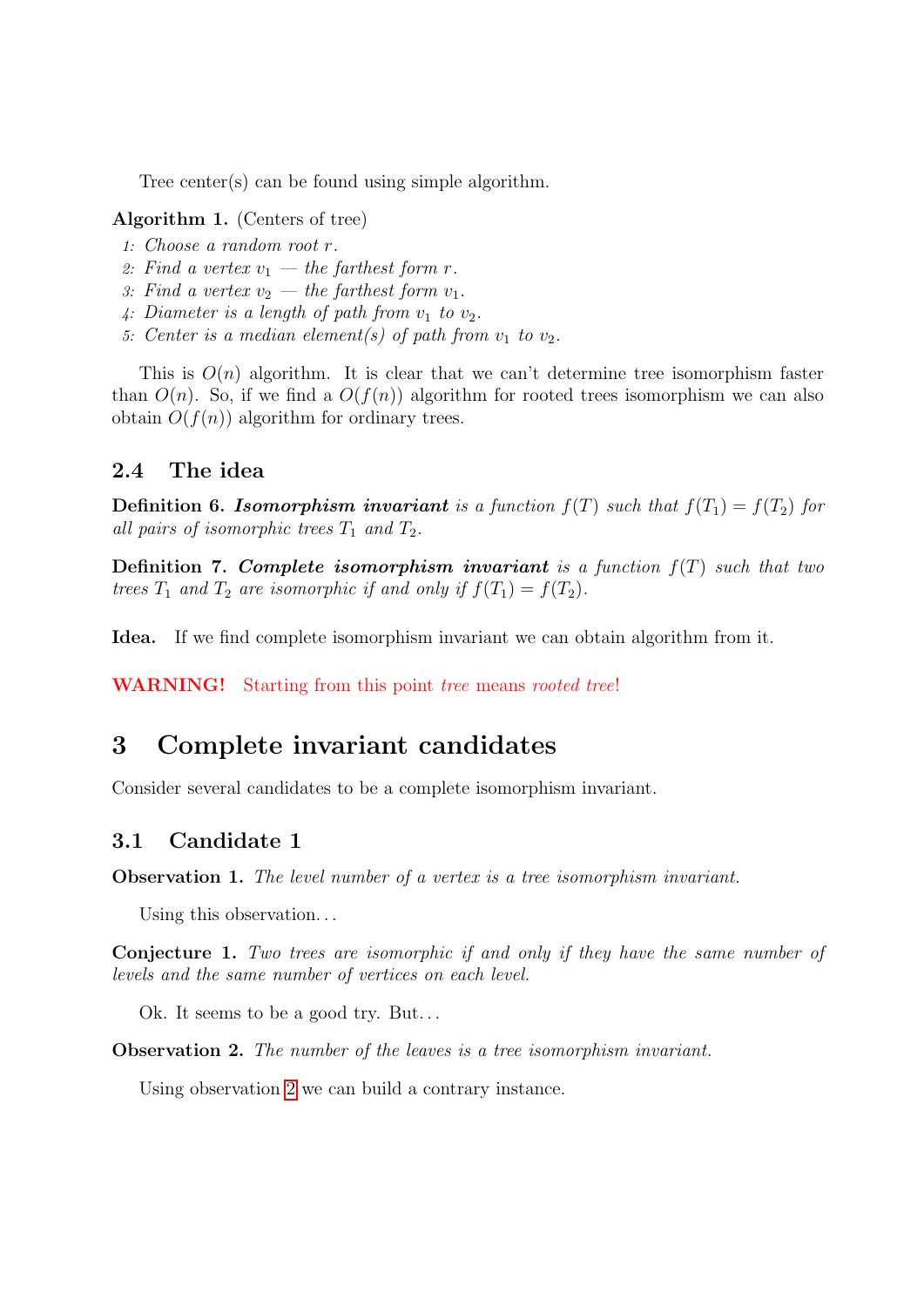Tree center(s) can be found using simple algorithm.

**Algorithm 1.** (Centers of tree)

1: *Choose a random root $r$.*
2: *Find a vertex $v_1$ — the farthest form $r$.*
3: *Find a vertex $v_2$ — the farthest form $v_1$.*
4: *Diameter is a length of path from $v_1$ to $v_2$.*
5: *Center is a median element(s) of path from $v_1$ to $v_2$.*

This is $O(n)$ algorithm. It is clear that we can't determine tree isomorphism faster than $O(n)$. So, if we find a $O(f(n))$ algorithm for rooted trees isomorphism we can also obtain $O(f(n))$ algorithm for ordinary trees.

### 2.4 The idea

**Definition 6.** ***Isomorphism invariant*** *is a function $f(T)$ such that $f(T_1) = f(T_2)$ for all pairs of isomorphic trees $T_1$ and $T_2$.*

**Definition 7.** ***Complete isomorphism invariant*** *is a function $f(T)$ such that two trees $T_1$ and $T_2$ are isomorphic if and only if $f(T_1) = f(T_2)$.*

**Idea.** If we find complete isomorphism invariant we can obtain algorithm from it.

**WARNING!** Starting from this point *tree* means *rooted tree*!

## 3 Complete invariant candidates

Consider several candidates to be a complete isomorphism invariant.

### 3.1 Candidate 1

**Observation 1.** *The level number of a vertex is a tree isomorphism invariant.*

Using this observation...

**Conjecture 1.** *Two trees are isomorphic if and only if they have the same number of levels and the same number of vertices on each level.*

Ok. It seems to be a good try. But...

**Observation 2.** *The number of the leaves is a tree isomorphism invariant.*

Using observation 2 we can build a contrary instance.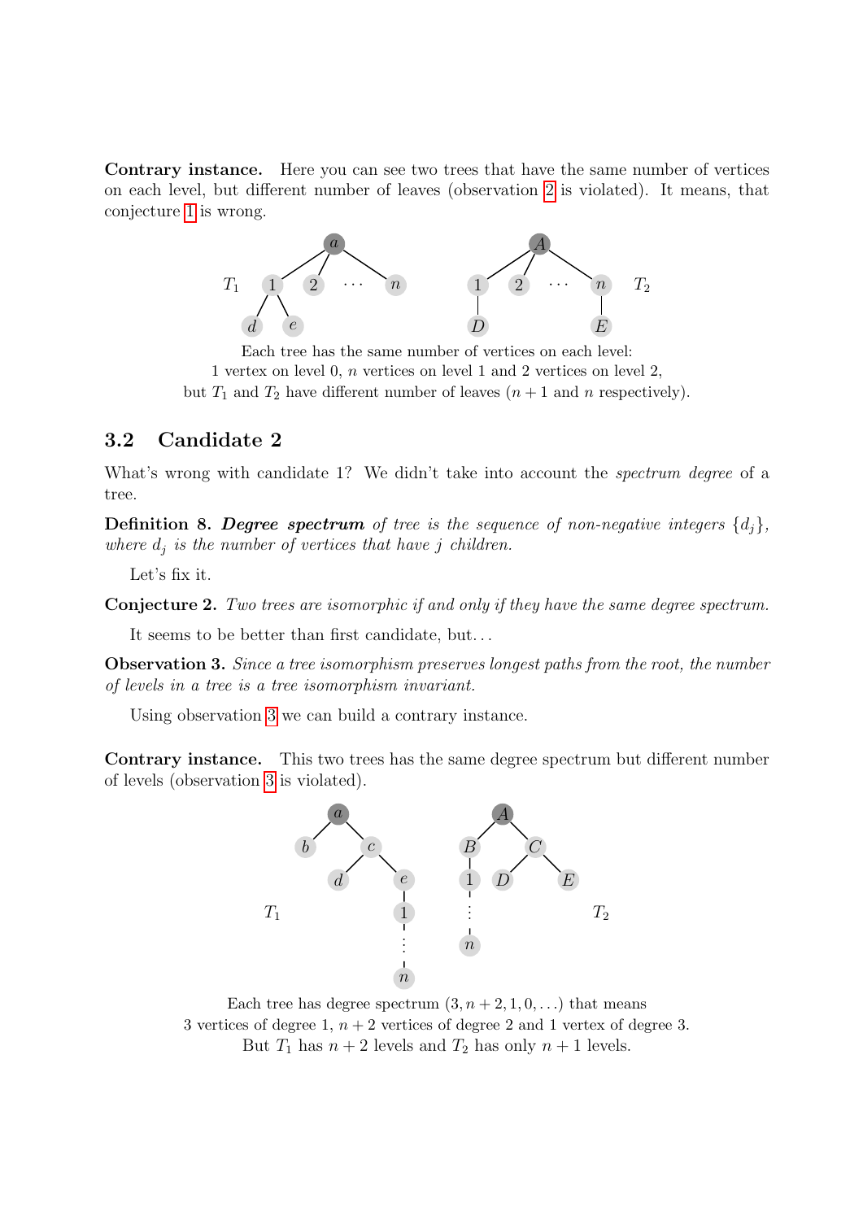**Contrary instance.** Here you can see two trees that have the same number of vertices on each level, but different number of leaves (observation 2 is violated). It means, that conjecture 1 is wrong.

Each tree has the same number of vertices on each level:
1 vertex on level 0, $n$ vertices on level 1 and 2 vertices on level 2,
but $T_1$ and $T_2$ have different number of leaves ($n+1$ and $n$ respectively).

## 3.2 Candidate 2

What's wrong with candidate 1? We didn't take into account the *spectrum degree* of a tree.

**Definition 8.** ***Degree spectrum*** *of tree is the sequence of non-negative integers $\{d_j\}$, where $d_j$ is the number of vertices that have $j$ children.*

Let's fix it.

**Conjecture 2.** *Two trees are isomorphic if and only if they have the same degree spectrum.*

It seems to be better than first candidate, but...

**Observation 3.** *Since a tree isomorphism preserves longest paths from the root, the number of levels in a tree is a tree isomorphism invariant.*

Using observation 3 we can build a contrary instance.

**Contrary instance.** This two trees has the same degree spectrum but different number of levels (observation 3 is violated).

Each tree has degree spectrum $(3, n+2, 1, 0, \ldots)$ that means
3 vertices of degree 1, $n+2$ vertices of degree 2 and 1 vertex of degree 3.
But $T_1$ has $n+2$ levels and $T_2$ has only $n+1$ levels.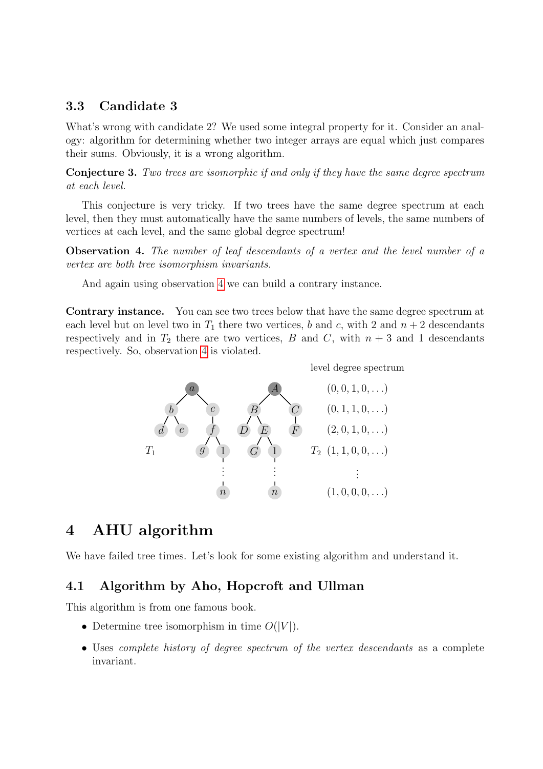### 3.3 Candidate 3

What's wrong with candidate 2? We used some integral property for it. Consider an analogy: algorithm for determining whether two integer arrays are equal which just compares their sums. Obviously, it is a wrong algorithm.

**Conjecture 3.** *Two trees are isomorphic if and only if they have the same degree spectrum at each level.*

This conjecture is very tricky. If two trees have the same degree spectrum at each level, then they must automatically have the same numbers of levels, the same numbers of vertices at each level, and the same global degree spectrum!

**Observation 4.** *The number of leaf descendants of a vertex and the level number of a vertex are both tree isomorphism invariants.*

And again using observation 4 we can build a contrary instance.

**Contrary instance.** You can see two trees below that have the same degree spectrum at each level but on level two in $T_1$ there two vertices, $b$ and $c$, with 2 and $n+2$ descendants respectively and in $T_2$ there are two vertices, $B$ and $C$, with $n+3$ and 1 descendants respectively. So, observation 4 is violated.

level degree spectrum

$(0, 0, 1, 0, \ldots)$

$(0, 1, 1, 0, \ldots)$

$(2, 0, 1, 0, \ldots)$

$T_1$ $T_2$ $(1, 1, 0, 0, \ldots)$

$\vdots$

$(1, 0, 0, 0, \ldots)$

## 4 AHU algorithm

We have failed tree times. Let's look for some existing algorithm and understand it.

### 4.1 Algorithm by Aho, Hopcroft and Ullman

This algorithm is from one famous book.

- Determine tree isomorphism in time $O(|V|)$.
- Uses *complete history of degree spectrum of the vertex descendants* as a complete invariant.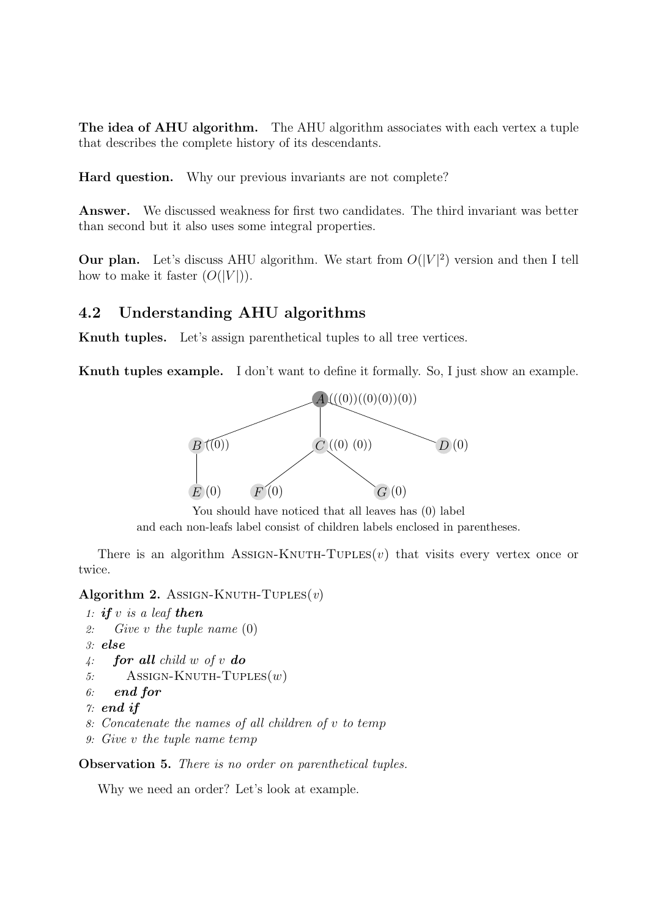**The idea of AHU algorithm.** The AHU algorithm associates with each vertex a tuple that describes the complete history of its descendants.

**Hard question.** Why our previous invariants are not complete?

**Answer.** We discussed weakness for first two candidates. The third invariant was better than second but it also uses some integral properties.

**Our plan.** Let's discuss AHU algorithm. We start from $O(|V|^2)$ version and then I tell how to make it faster ($O(|V|)$).

## 4.2 Understanding AHU algorithms

**Knuth tuples.** Let's assign parenthetical tuples to all tree vertices.

**Knuth tuples example.** I don't want to define it formally. So, I just show an example.

$A$ (((0))((0)(0))(0))

$B$ ((0)) $\quad$ $C$ ((0) (0)) $\quad$ $D$ (0)

$E$ (0) $\quad$ $F$ (0) $\quad$ $G$ (0)

You should have noticed that all leaves has (0) label
and each non-leafs label consist of children labels enclosed in parentheses.

There is an algorithm Assign-Knuth-Tuples($v$) that visits every vertex once or twice.

**Algorithm 2.** Assign-Knuth-Tuples($v$)

```
1: if v is a leaf then
2:     Give v the tuple name (0)
3: else
4:     for all child w of v do
5:         Assign-Knuth-Tuples(w)
6:     end for
7: end if
8: Concatenate the names of all children of v to temp
9: Give v the tuple name temp
```

**Observation 5.** *There is no order on parenthetical tuples.*

Why we need an order? Let's look at example.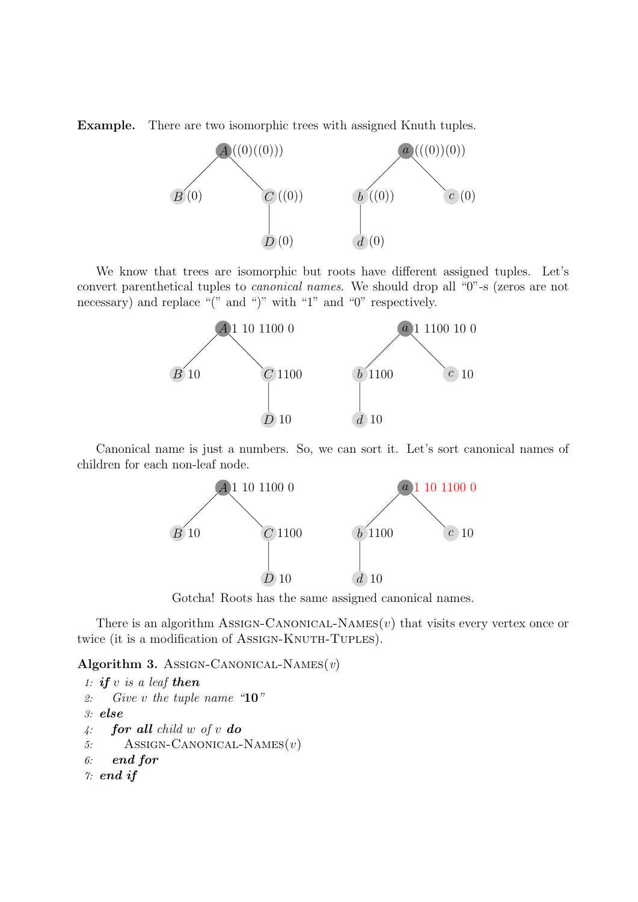**Example.** There are two isomorphic trees with assigned Knuth tuples.

A ((0)((0)))
B (0)
C ((0))
D (0)

a (((0))(0))
b ((0))
c (0)
d (0)

We know that trees are isomorphic but roots have different assigned tuples. Let's convert parenthetical tuples to *canonical names*. We should drop all "0"-s (zeros are not necessary) and replace "(" and ")" with "1" and "0" respectively.

A 1 10 1100 0
B 10
C 1100
D 10

a 1 1100 10 0
b 1100
c 10
d 10

Canonical name is just a numbers. So, we can sort it. Let's sort canonical names of children for each non-leaf node.

A 1 10 1100 0
B 10
C 1100
D 10

a 1 10 1100 0
b 1100
c 10
d 10

Gotcha! Roots has the same assigned canonical names.

There is an algorithm Assign-Canonical-Names($v$) that visits every vertex once or twice (it is a modification of Assign-Knuth-Tuples).

**Algorithm 3.** Assign-Canonical-Names($v$)

```
1: if v is a leaf then
2:     Give v the tuple name "10"
3: else
4:     for all child w of v do
5:         ASSIGN-CANONICAL-NAMES(v)
6:     end for
7: end if
```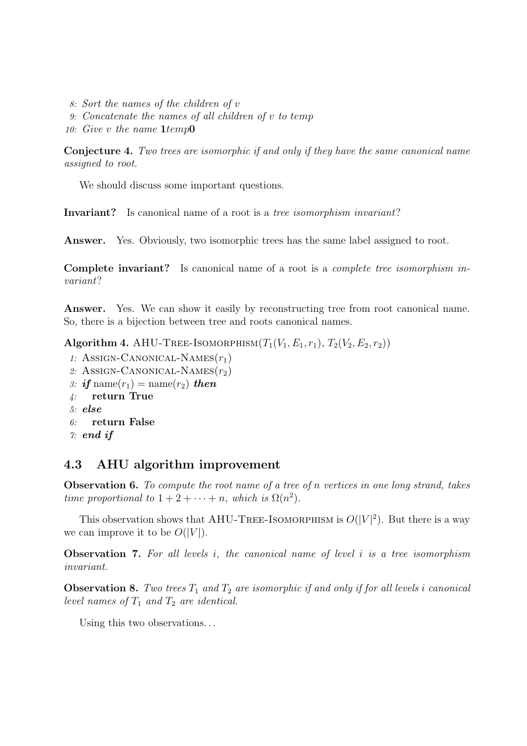*8: Sort the names of the children of v*
*9: Concatenate the names of all children of v to temp*
*10: Give v the name* **1***temp***0**

**Conjecture 4.** *Two trees are isomorphic if and only if they have the same canonical name assigned to root.*

We should discuss some important questions.

**Invariant?** Is canonical name of a root is a *tree isomorphism invariant*?

**Answer.** Yes. Obviously, two isomorphic trees has the same label assigned to root.

**Complete invariant?** Is canonical name of a root is a *complete tree isomorphism invariant*?

**Answer.** Yes. We can show it easily by reconstructing tree from root canonical name. So, there is a bijection between tree and roots canonical names.

**Algorithm 4.** AHU-Tree-Isomorphism($T_1(V_1, E_1, r_1)$, $T_2(V_2, E_2, r_2)$)

```
1: Assign-Canonical-Names(r_1)
2: Assign-Canonical-Names(r_2)
3: if name(r_1) = name(r_2) then
4:     return True
5: else
6:     return False
7: end if
```

## 4.3 AHU algorithm improvement

**Observation 6.** *To compute the root name of a tree of n vertices in one long strand, takes time proportional to* $1 + 2 + \cdots + n$*, which is* $\Omega(n^2)$.

This observation shows that AHU-Tree-Isomorphism is $O(|V|^2)$. But there is a way we can improve it to be $O(|V|)$.

**Observation 7.** *For all levels i, the canonical name of level i is a tree isomorphism invariant.*

**Observation 8.** *Two trees* $T_1$ *and* $T_2$ *are isomorphic if and only if for all levels i canonical level names of* $T_1$ *and* $T_2$ *are identical.*

Using this two observations. . .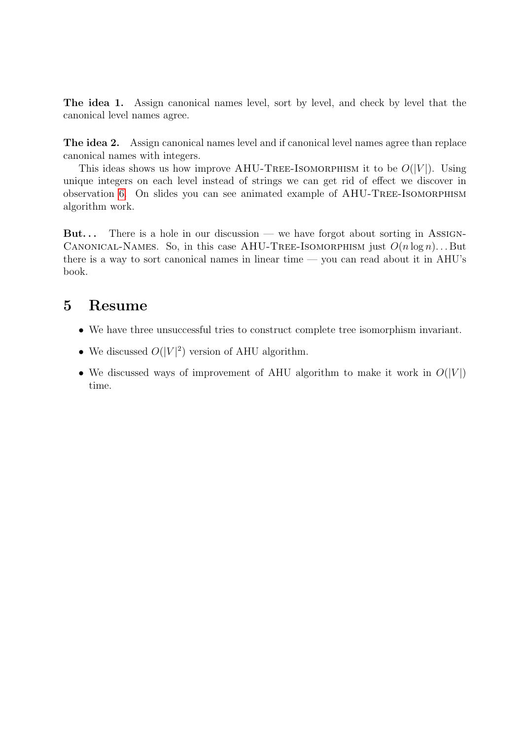**The idea 1.** Assign canonical names level, sort by level, and check by level that the canonical level names agree.

**The idea 2.** Assign canonical names level and if canonical level names agree than replace canonical names with integers.

This ideas shows us how improve AHU-Tree-Isomorphism it to be $O(|V|)$. Using unique integers on each level instead of strings we can get rid of effect we discover in observation 6. On slides you can see animated example of AHU-Tree-Isomorphism algorithm work.

**But...** There is a hole in our discussion — we have forgot about sorting in Assign-Canonical-Names. So, in this case AHU-Tree-Isomorphism just $O(n \log n)$... But there is a way to sort canonical names in linear time — you can read about it in AHU's book.

# 5 Resume

- We have three unsuccessful tries to construct complete tree isomorphism invariant.
- We discussed $O(|V|^2)$ version of AHU algorithm.
- We discussed ways of improvement of AHU algorithm to make it work in $O(|V|)$ time.